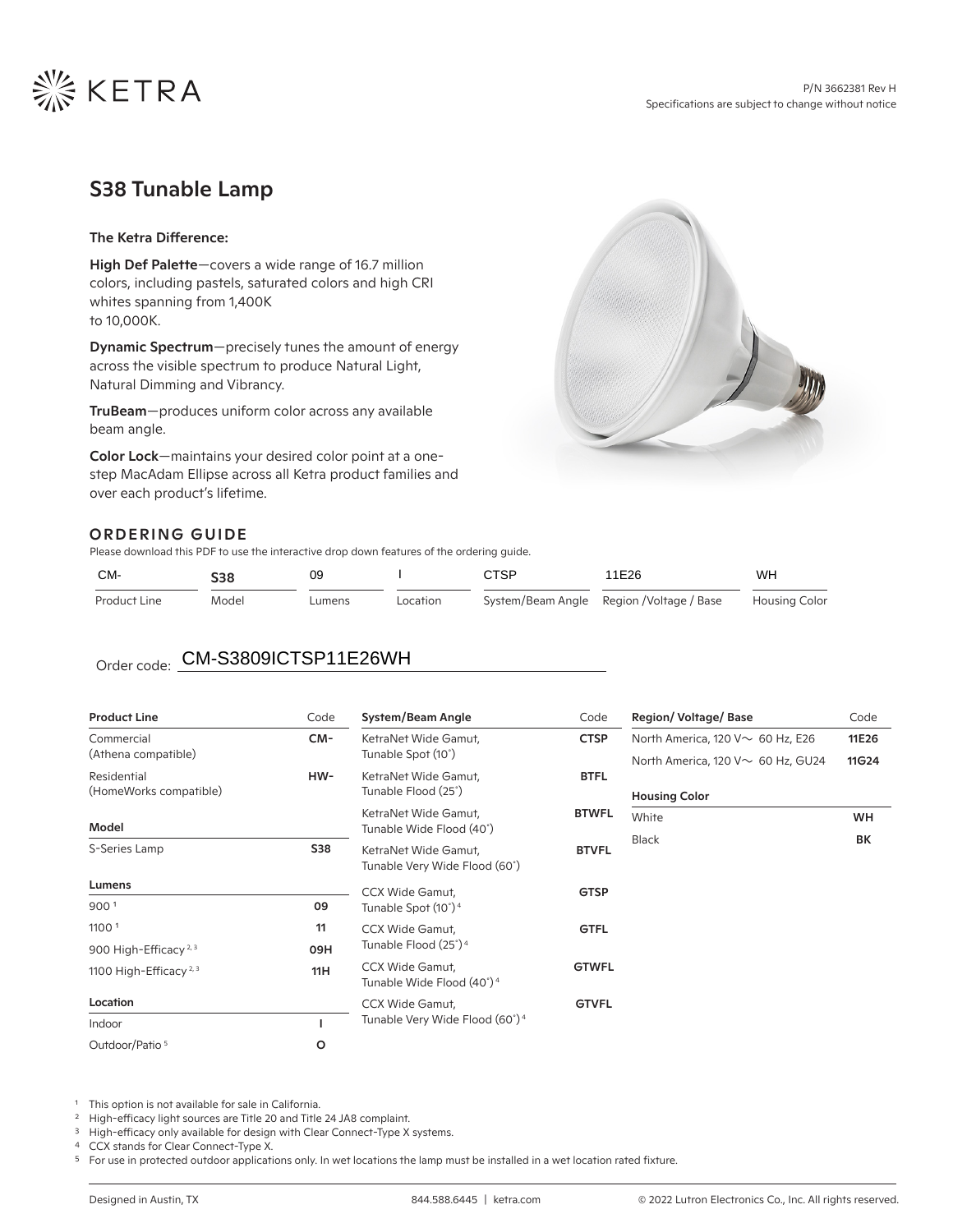KETRA

P/N 3662381 Rev H
Specifications are subject to change without notice

# S38 Tunable Lamp

**The Ketra Difference:**

**High Def Palette**—covers a wide range of 16.7 million colors, including pastels, saturated colors and high CRI whites spanning from 1,400K to 10,000K.

**Dynamic Spectrum**—precisely tunes the amount of energy across the visible spectrum to produce Natural Light, Natural Dimming and Vibrancy.

**TruBeam**—produces uniform color across any available beam angle.

**Color Lock**—maintains your desired color point at a one-step MacAdam Ellipse across all Ketra product families and over each product's lifetime.

## ORDERING GUIDE

Please download this PDF to use the interactive drop down features of the ordering guide.

| CM- | S38 | 09 | I | CTSP | 11E26 | WH |
|---|---|---|---|---|---|---|
| Product Line | Model | Lumens | Location | System/Beam Angle | Region /Voltage / Base | Housing Color |

Order code: CM-S3809ICTSP11E26WH

| Product Line | Code |
|---|---|
| Commercial (Athena compatible) | **CM-** |
| Residential (HomeWorks compatible) | **HW-** |

| Model | |
|---|---|
| S-Series Lamp | **S38** |

| Lumens | |
|---|---|
| 900 [1] | **09** |
| 1100 [1] | **11** |
| 900 High-Efficacy [2,3] | **09H** |
| 1100 High-Efficacy [2,3] | **11H** |

| Location | |
|---|---|
| Indoor | **I** |
| Outdoor/Patio [5] | **O** |

| System/Beam Angle | Code |
|---|---|
| KetraNet Wide Gamut, Tunable Spot (10°) | **CTSP** |
| KetraNet Wide Gamut, Tunable Flood (25°) | **BTFL** |
| KetraNet Wide Gamut, Tunable Wide Flood (40°) | **BTWFL** |
| KetraNet Wide Gamut, Tunable Very Wide Flood (60°) | **BTVFL** |
| CCX Wide Gamut, Tunable Spot (10°) [4] | **GTSP** |
| CCX Wide Gamut, Tunable Flood (25°) [4] | **GTFL** |
| CCX Wide Gamut, Tunable Wide Flood (40°) [4] | **GTWFL** |
| CCX Wide Gamut, Tunable Very Wide Flood (60°) [4] | **GTVFL** |

| Region/ Voltage/ Base | Code |
|---|---|
| North America, 120 V~ 60 Hz, E26 | **11E26** |
| North America, 120 V~ 60 Hz, GU24 | **11G24** |

| Housing Color | |
|---|---|
| White | **WH** |
| Black | **BK** |

[1] This option is not available for sale in California.
[2] High-efficacy light sources are Title 20 and Title 24 JA8 complaint.
[3] High-efficacy only available for design with Clear Connect-Type X systems.
[4] CCX stands for Clear Connect-Type X.
[5] For use in protected outdoor applications only. In wet locations the lamp must be installed in a wet location rated fixture.

Designed in Austin, TX | 844.588.6445 | ketra.com | © 2022 Lutron Electronics Co., Inc. All rights reserved.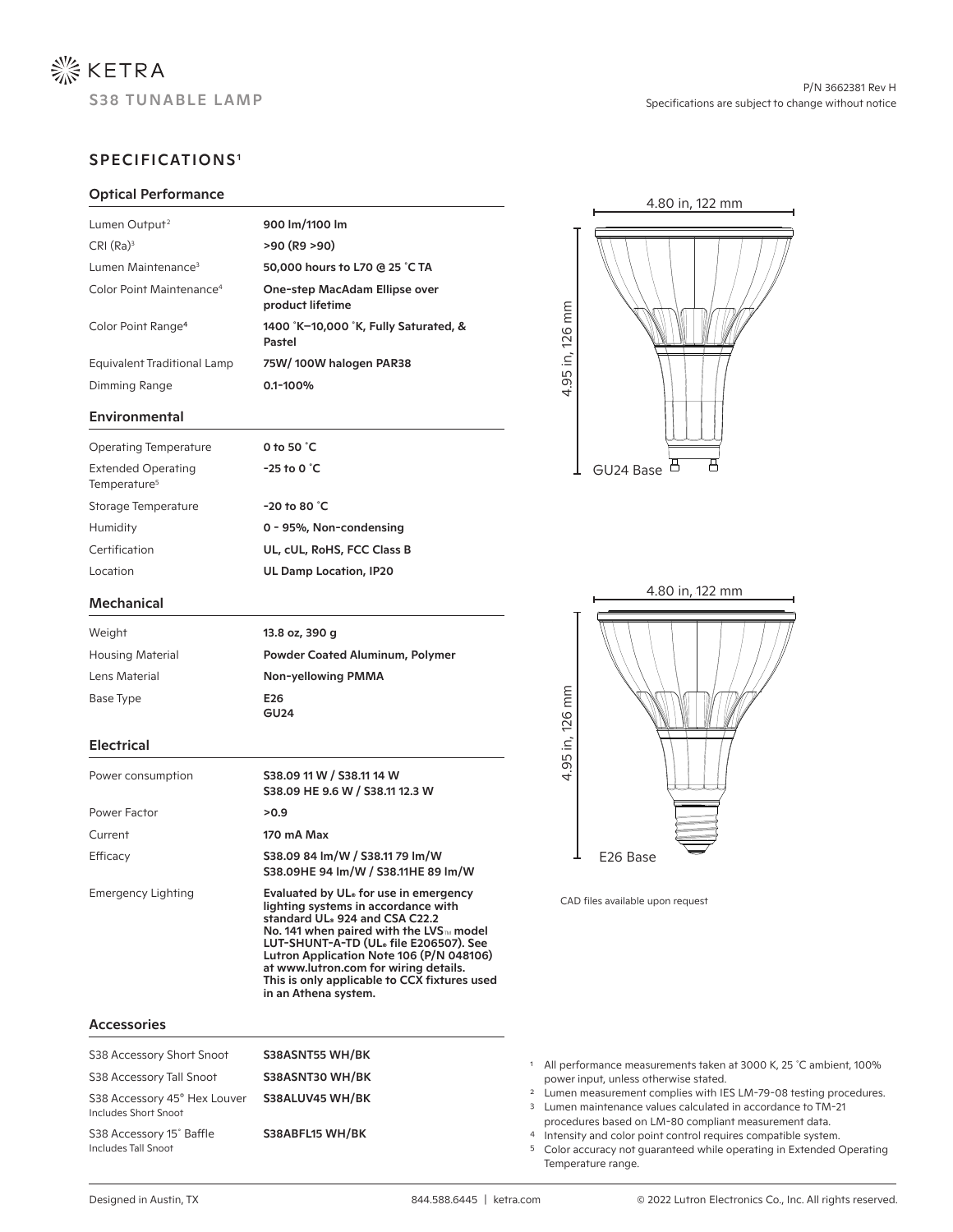# KETRA

## S38 TUNABLE LAMP

P/N 3662381 Rev H
Specifications are subject to change without notice

## SPECIFICATIONS[1]

### Optical Performance

| | |
|---|---|
| Lumen Output[2] | **900 lm/1100 lm** |
| CRI (Ra)[3] | **>90 (R9 >90)** |
| Lumen Maintenance[3] | **50,000 hours to L70 @ 25 ˚C TA** |
| Color Point Maintenance[4] | **One-step MacAdam Ellipse over product lifetime** |
| Color Point Range[4] | **1400 ˚K–10,000 ˚K, Fully Saturated, & Pastel** |
| Equivalent Traditional Lamp | **75W/ 100W halogen PAR38** |
| Dimming Range | **0.1-100%** |

### Environmental

| | |
|---|---|
| Operating Temperature | **0 to 50 ˚C** |
| Extended Operating Temperature[5] | **-25 to 0 ˚C** |
| Storage Temperature | **-20 to 80 ˚C** |
| Humidity | **0 - 95%, Non-condensing** |
| Certification | **UL, cUL, RoHS, FCC Class B** |
| Location | **UL Damp Location, IP20** |

### Mechanical

| | |
|---|---|
| Weight | **13.8 oz, 390 g** |
| Housing Material | **Powder Coated Aluminum, Polymer** |
| Lens Material | **Non-yellowing PMMA** |
| Base Type | **E26**<br>**GU24** |

### Electrical

| | |
|---|---|
| Power consumption | **S38.09 11 W / S38.11 14 W**<br>**S38.09 HE 9.6 W / S38.11 12.3 W** |
| Power Factor | **>0.9** |
| Current | **170 mA Max** |
| Efficacy | **S38.09 84 lm/W / S38.11 79 lm/W**<br>**S38.09HE 94 lm/W / S38.11HE 89 lm/W** |
| Emergency Lighting | **Evaluated by UL® for use in emergency lighting systems in accordance with standard UL® 924 and CSA C22.2 No. 141 when paired with the LVS™ model LUT-SHUNT-A-TD (UL® file E206507). See Lutron Application Note 106 (P/N 048106) at www.lutron.com for wiring details. This is only applicable to CCX fixtures used in an Athena system.** |

### Accessories

| | |
|---|---|
| S38 Accessory Short Snoot | **S38ASNT55 WH/BK** |
| S38 Accessory Tall Snoot | **S38ASNT30 WH/BK** |
| S38 Accessory 45° Hex Louver<br>Includes Short Snoot | **S38ALUV45 WH/BK** |
| S38 Accessory 15˚ Baffle<br>Includes Tall Snoot | **S38ABFL15 WH/BK** |

4.80 in, 122 mm
4.95 in, 126 mm
GU24 Base

4.80 in, 122 mm
4.95 in, 126 mm
E26 Base

CAD files available upon request

[1] All performance measurements taken at 3000 K, 25 ˚C ambient, 100% power input, unless otherwise stated.
[2] Lumen measurement complies with IES LM-79-08 testing procedures.
[3] Lumen maintenance values calculated in accordance to TM-21 procedures based on LM-80 compliant measurement data.
[4] Intensity and color point control requires compatible system.
[5] Color accuracy not guaranteed while operating in Extended Operating Temperature range.

Designed in Austin, TX | 844.588.6445 | ketra.com | © 2022 Lutron Electronics Co., Inc. All rights reserved.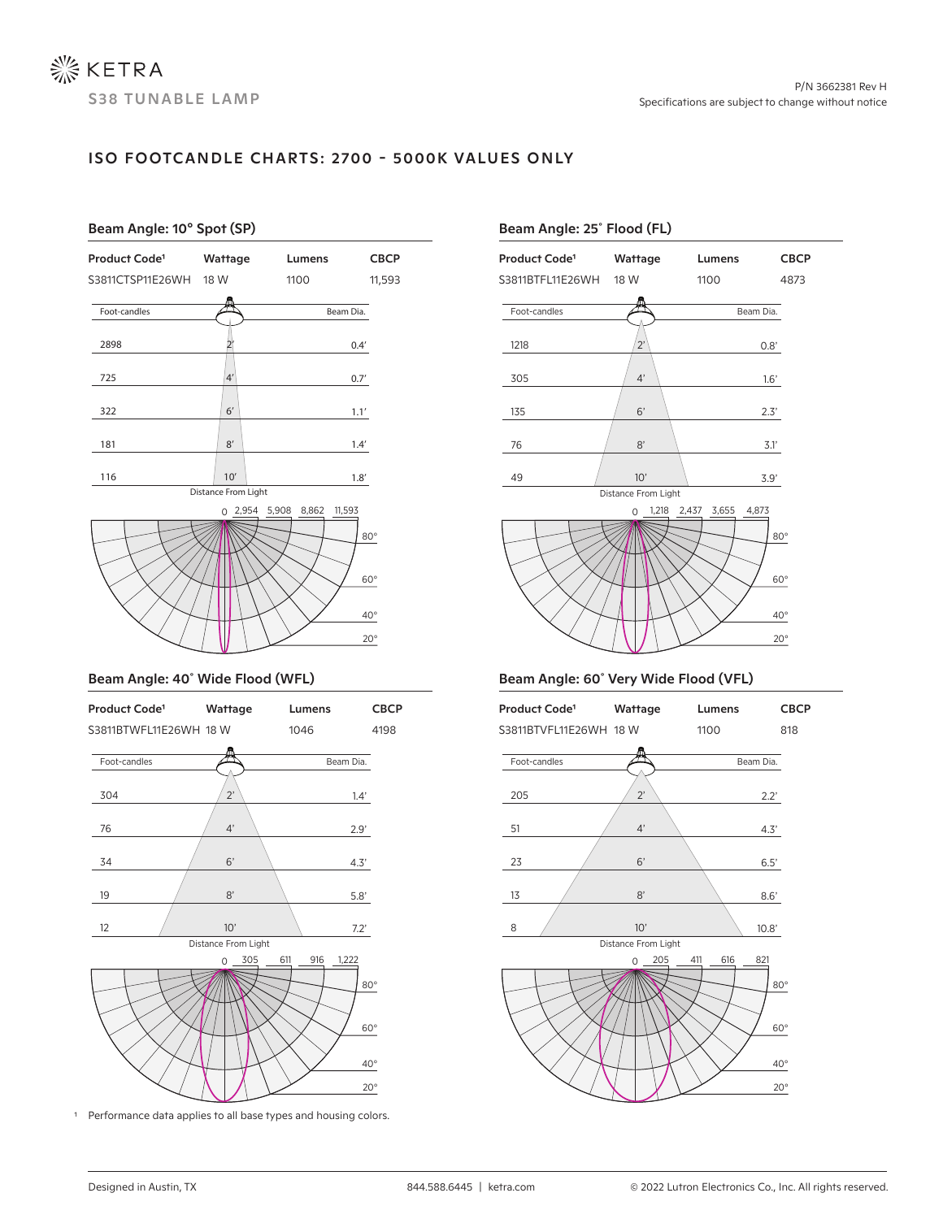KETRA

S38 TUNABLE LAMP

P/N 3662381 Rev H
Specifications are subject to change without notice

## ISO FOOTCANDLE CHARTS: 2700 - 5000K VALUES ONLY

### Beam Angle: 10° Spot (SP)

| Product Code[1] | Wattage | Lumens | CBCP |
|---|---|---|---|
| S3811CTSP11E26WH | 18 W | 1100 | 11,593 |

| Foot-candles | Distance From Light | Beam Dia. |
|---|---|---|
| 2898 | 2' | 0.4' |
| 725 | 4' | 0.7' |
| 322 | 6' | 1.1' |
| 181 | 8' | 1.4' |
| 116 | 10' | 1.8' |

Candela scale: 0, 2,954, 5,908, 8,862, 11,593 — Angles: 80°, 60°, 40°, 20°

### Beam Angle: 25° Flood (FL)

| Product Code[1] | Wattage | Lumens | CBCP |
|---|---|---|---|
| S3811BTFL11E26WH | 18 W | 1100 | 4873 |

| Foot-candles | Distance From Light | Beam Dia. |
|---|---|---|
| 1218 | 2' | 0.8' |
| 305 | 4' | 1.6' |
| 135 | 6' | 2.3' |
| 76 | 8' | 3.1' |
| 49 | 10' | 3.9' |

Candela scale: 0, 1,218, 2,437, 3,655, 4,873 — Angles: 80°, 60°, 40°, 20°

### Beam Angle: 40° Wide Flood (WFL)

| Product Code[1] | Wattage | Lumens | CBCP |
|---|---|---|---|
| S3811BTWFL11E26WH | 18 W | 1046 | 4198 |

| Foot-candles | Distance From Light | Beam Dia. |
|---|---|---|
| 304 | 2' | 1.4' |
| 76 | 4' | 2.9' |
| 34 | 6' | 4.3' |
| 19 | 8' | 5.8' |
| 12 | 10' | 7.2' |

Candela scale: 0, 305, 611, 916, 1,222 — Angles: 80°, 60°, 40°, 20°

### Beam Angle: 60° Very Wide Flood (VFL)

| Product Code[1] | Wattage | Lumens | CBCP |
|---|---|---|---|
| S3811BTVFL11E26WH | 18 W | 1100 | 818 |

| Foot-candles | Distance From Light | Beam Dia. |
|---|---|---|
| 205 | 2' | 2.2' |
| 51 | 4' | 4.3' |
| 23 | 6' | 6.5' |
| 13 | 8' | 8.6' |
| 8 | 10' | 10.8' |

Candela scale: 0, 205, 411, 616, 821 — Angles: 80°, 60°, 40°, 20°

[1] Performance data applies to all base types and housing colors.

Designed in Austin, TX | 844.588.6445 | ketra.com | © 2022 Lutron Electronics Co., Inc. All rights reserved.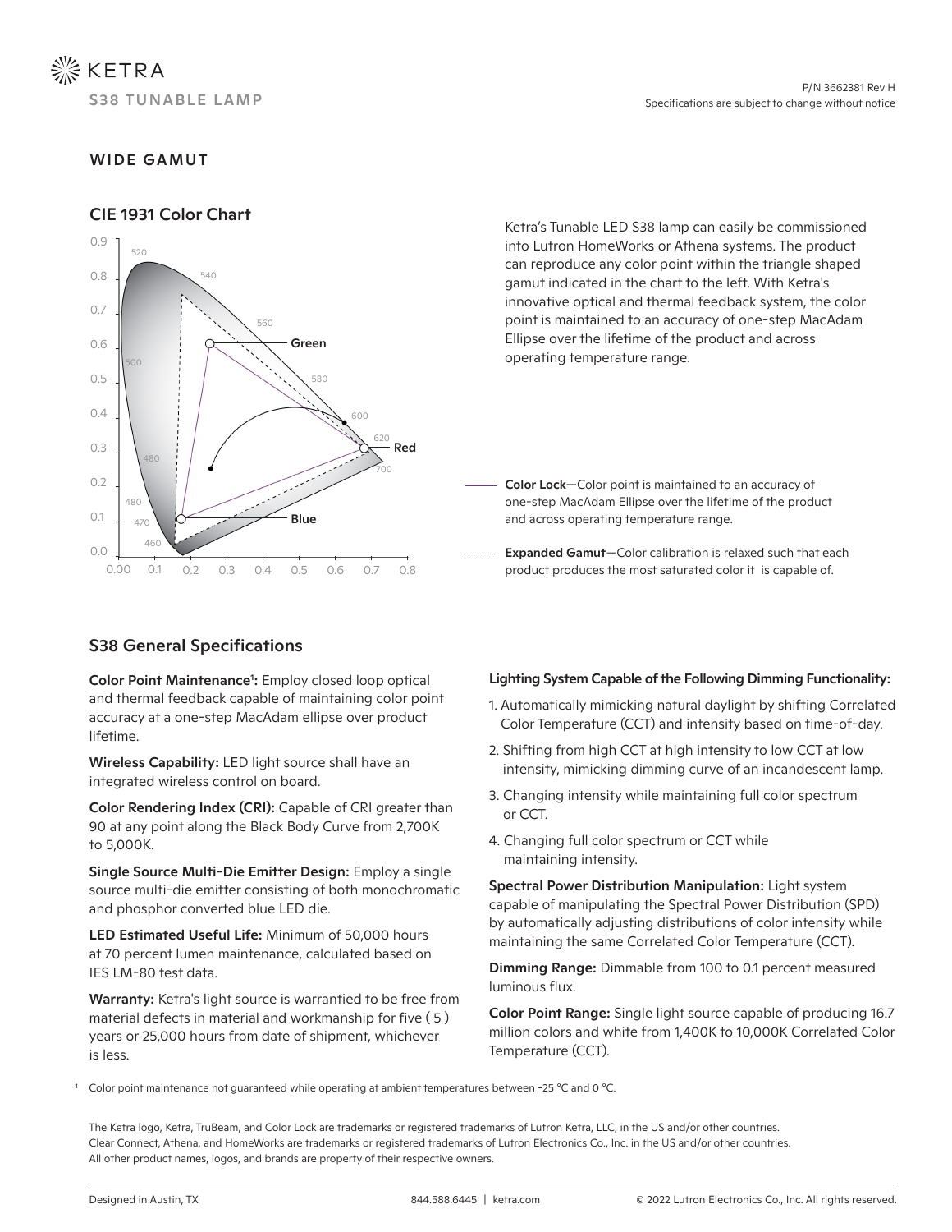## WIDE GAMUT

### CIE 1931 Color Chart

0.9
0.8
0.7
0.6
0.5
0.4
0.3
0.2
0.1
0.0
0.00 0.1 0.2 0.3 0.4 0.5 0.6 0.7 0.8
520
540
560
500
580
600
620
700
480
480
470
460
Green
Red
Blue

Ketra's Tunable LED S38 lamp can easily be commissioned into Lutron HomeWorks or Athena systems. The product can reproduce any color point within the triangle shaped gamut indicated in the chart to the left. With Ketra's innovative optical and thermal feedback system, the color point is maintained to an accuracy of one-step MacAdam Ellipse over the lifetime of the product and across operating temperature range.

**Color Lock**—Color point is maintained to an accuracy of one-step MacAdam Ellipse over the lifetime of the product and across operating temperature range.

**Expanded Gamut**—Color calibration is relaxed such that each product produces the most saturated color it is capable of.

## S38 General Specifications

**Color Point Maintenance[1]:** Employ closed loop optical and thermal feedback capable of maintaining color point accuracy at a one-step MacAdam ellipse over product lifetime.

**Wireless Capability:** LED light source shall have an integrated wireless control on board.

**Color Rendering Index (CRI):** Capable of CRI greater than 90 at any point along the Black Body Curve from 2,700K to 5,000K.

**Single Source Multi-Die Emitter Design:** Employ a single source multi-die emitter consisting of both monochromatic and phosphor converted blue LED die.

**LED Estimated Useful Life:** Minimum of 50,000 hours at 70 percent lumen maintenance, calculated based on IES LM-80 test data.

**Warranty:** Ketra's light source is warrantied to be free from material defects in material and workmanship for five ( 5 ) years or 25,000 hours from date of shipment, whichever is less.

**Lighting System Capable of the Following Dimming Functionality:**

1. Automatically mimicking natural daylight by shifting Correlated Color Temperature (CCT) and intensity based on time-of-day.
2. Shifting from high CCT at high intensity to low CCT at low intensity, mimicking dimming curve of an incandescent lamp.
3. Changing intensity while maintaining full color spectrum or CCT.
4. Changing full color spectrum or CCT while maintaining intensity.

**Spectral Power Distribution Manipulation:** Light system capable of manipulating the Spectral Power Distribution (SPD) by automatically adjusting distributions of color intensity while maintaining the same Correlated Color Temperature (CCT).

**Dimming Range:** Dimmable from 100 to 0.1 percent measured luminous flux.

**Color Point Range:** Single light source capable of producing 16.7 million colors and white from 1,400K to 10,000K Correlated Color Temperature (CCT).

[1] Color point maintenance not guaranteed while operating at ambient temperatures between -25 °C and 0 °C.

The Ketra logo, Ketra, TruBeam, and Color Lock are trademarks or registered trademarks of Lutron Ketra, LLC, in the US and/or other countries.
Clear Connect, Athena, and HomeWorks are trademarks or registered trademarks of Lutron Electronics Co., Inc. in the US and/or other countries.
All other product names, logos, and brands are property of their respective owners.